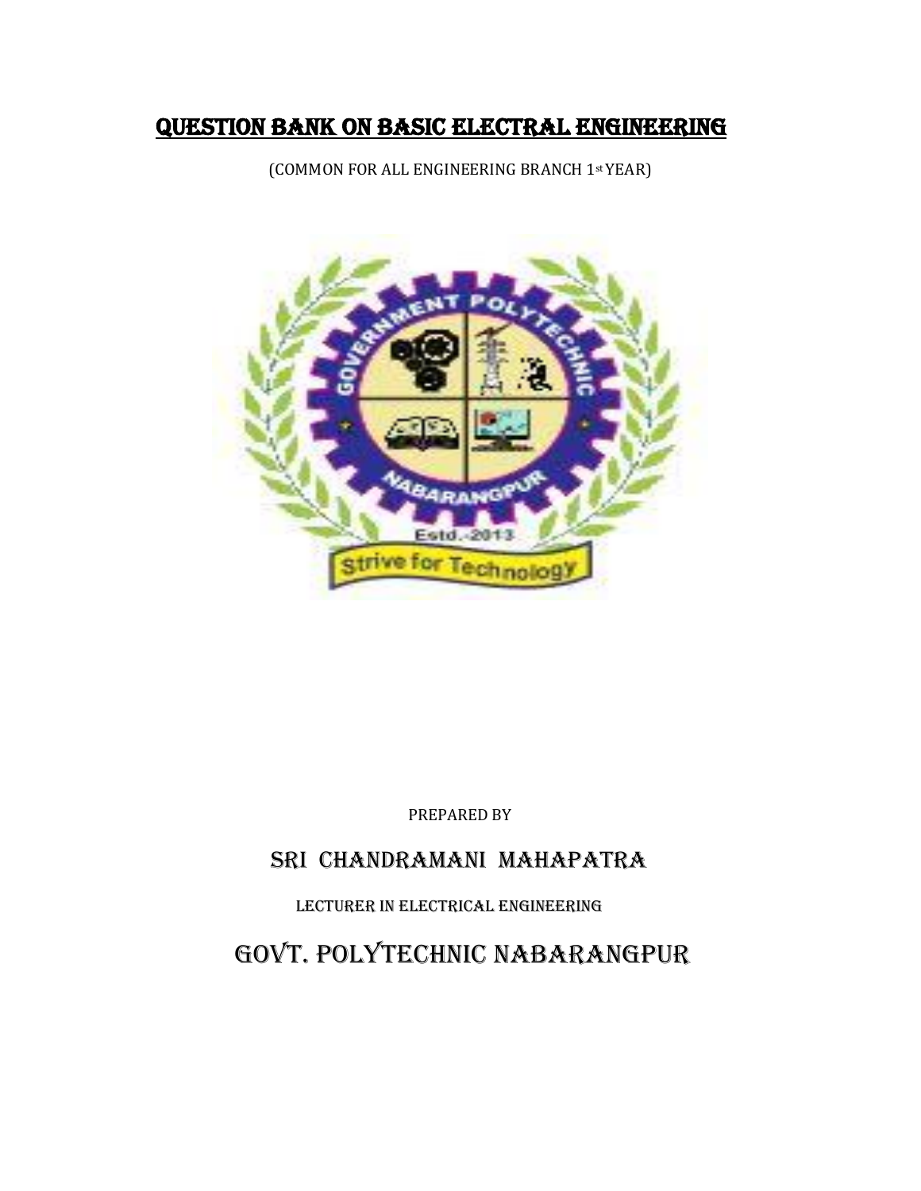# QUESTION BANK ON BASIC ELECTRAL ENGINEERING

(COMMON FOR ALL ENGINEERING BRANCH 1st YEAR)

PREPARED BY

## SRI CHANDRAMANI MAHAPATRA

LECTURER IN ELECTRICAL ENGINEERING

## GOVT. POLYTECHNIC NABARANGPUR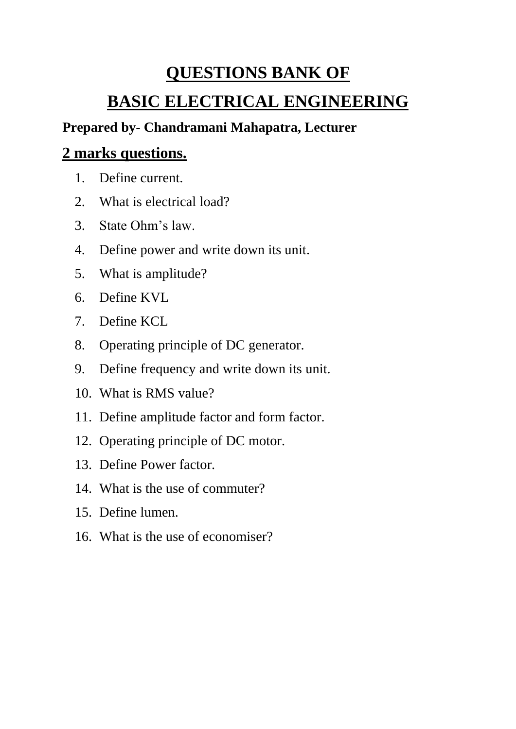# QUESTIONS BANK OF

# BASIC ELECTRICAL ENGINEERING

**Prepared by- Chandramani Mahapatra, Lecturer**

## 2 marks questions.

1. Define current.
2. What is electrical load?
3. State Ohm's law.
4. Define power and write down its unit.
5. What is amplitude?
6. Define KVL
7. Define KCL
8. Operating principle of DC generator.
9. Define frequency and write down its unit.
10. What is RMS value?
11. Define amplitude factor and form factor.
12. Operating principle of DC motor.
13. Define Power factor.
14. What is the use of commuter?
15. Define lumen.
16. What is the use of economiser?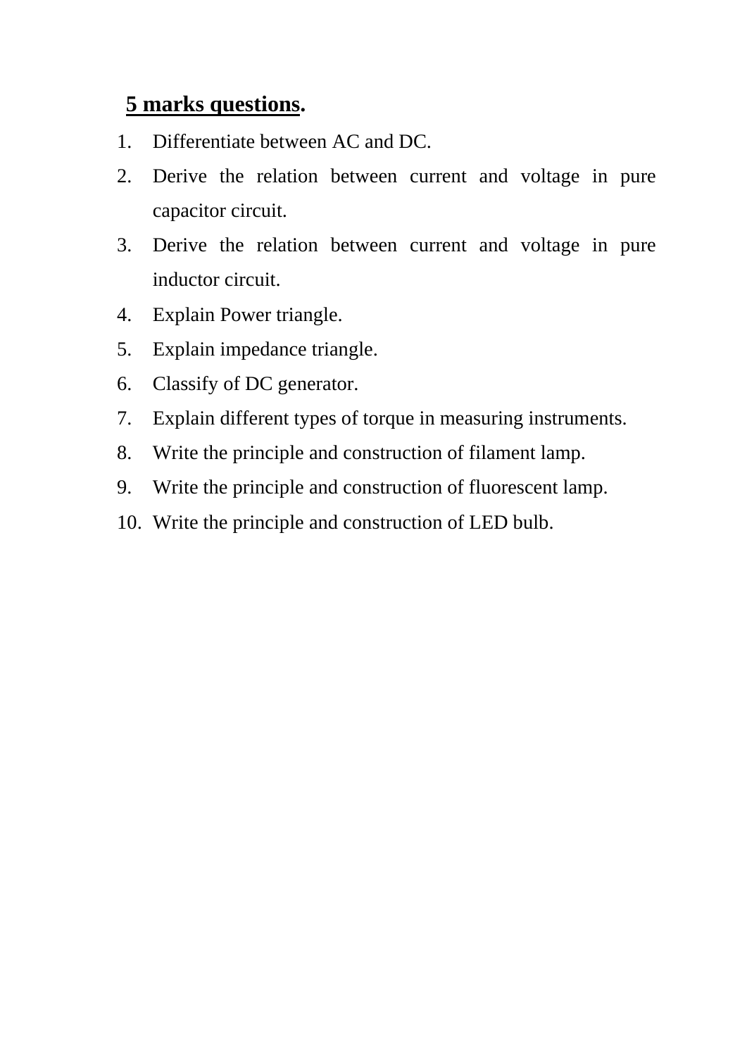**5 marks questions.**

1. Differentiate between AC and DC.
2. Derive the relation between current and voltage in pure capacitor circuit.
3. Derive the relation between current and voltage in pure inductor circuit.
4. Explain Power triangle.
5. Explain impedance triangle.
6. Classify of DC generator.
7. Explain different types of torque in measuring instruments.
8. Write the principle and construction of filament lamp.
9. Write the principle and construction of fluorescent lamp.
10. Write the principle and construction of LED bulb.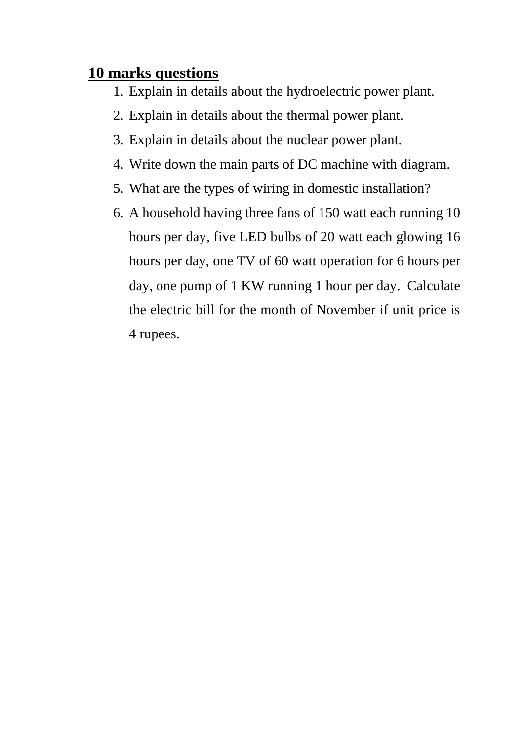## 10 marks questions

1. Explain in details about the hydroelectric power plant.
2. Explain in details about the thermal power plant.
3. Explain in details about the nuclear power plant.
4. Write down the main parts of DC machine with diagram.
5. What are the types of wiring in domestic installation?
6. A household having three fans of 150 watt each running 10 hours per day, five LED bulbs of 20 watt each glowing 16 hours per day, one TV of 60 watt operation for 6 hours per day, one pump of 1 KW running 1 hour per day. Calculate the electric bill for the month of November if unit price is 4 rupees.